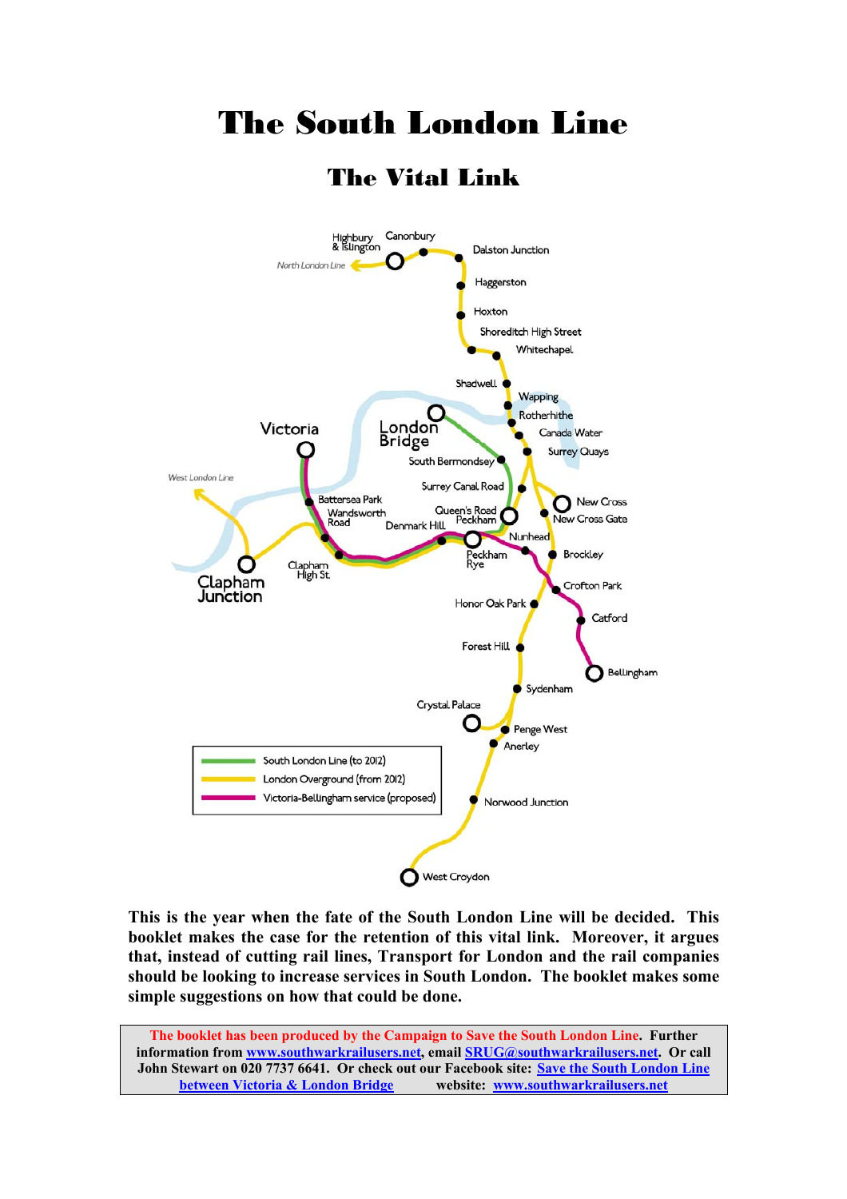# The South London Line

## The Vital Link

**This is the year when the fate of the South London Line will be decided. This booklet makes the case for the retention of this vital link. Moreover, it argues that, instead of cutting rail lines, Transport for London and the rail companies should be looking to increase services in South London. The booklet makes some simple suggestions on how that could be done.**

**The booklet has been produced by the Campaign to Save the South London Line. Further information from [www.southwarkrailusers.net](http://www.southwarkrailusers.net), email [SRUG@southwarkrailusers.net](mailto:SRUG@southwarkrailusers.net). Or call John Stewart on 020 7737 6641. Or check out our Facebook site: [Save the South London Line between Victoria & London Bridge](#) website: [www.southwarkrailusers.net](http://www.southwarkrailusers.net)**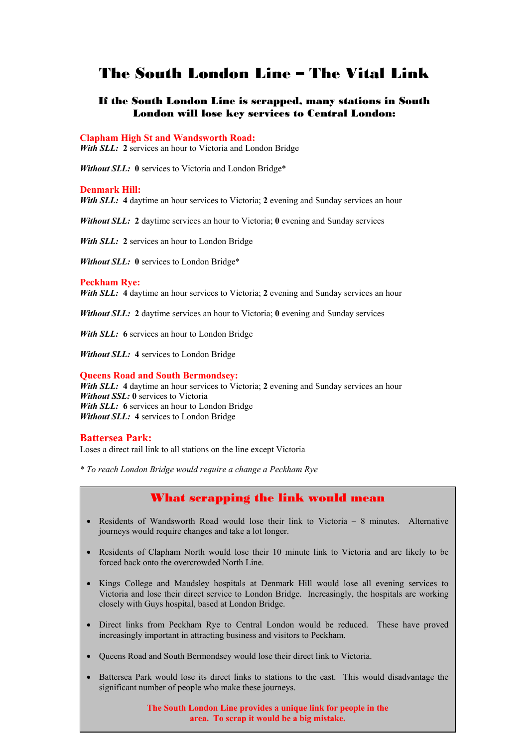# The South London Line – The Vital Link

### If the South London Line is scrapped, many stations in South London will lose key services to Central London:

**Clapham High St and Wandsworth Road:**

***With SLL:*** **2** services an hour to Victoria and London Bridge

***Without SLL:*** **0** services to Victoria and London Bridge*

**Denmark Hill:**

***With SLL:*** **4** daytime an hour services to Victoria; **2** evening and Sunday services an hour

***Without SLL:*** **2** daytime services an hour to Victoria; **0** evening and Sunday services

***With SLL:*** **2** services an hour to London Bridge

***Without SLL:*** **0** services to London Bridge*

**Peckham Rye:**

***With SLL:*** **4** daytime an hour services to Victoria; **2** evening and Sunday services an hour

***Without SLL:*** **2** daytime services an hour to Victoria; **0** evening and Sunday services

***With SLL:*** **6** services an hour to London Bridge

***Without SLL:*** **4** services to London Bridge

**Queens Road and South Bermondsey:**

***With SLL:*** **4** daytime an hour services to Victoria; **2** evening and Sunday services an hour
***Without SSL:*** **0** services to Victoria
***With SLL:*** **6** services an hour to London Bridge
***Without SLL:*** **4** services to London Bridge

**Battersea Park:**

Loses a direct rail link to all stations on the line except Victoria

*\* To reach London Bridge would require a change a Peckham Rye*

## What scrapping the link would mean

- Residents of Wandsworth Road would lose their link to Victoria – 8 minutes. Alternative journeys would require changes and take a lot longer.
- Residents of Clapham North would lose their 10 minute link to Victoria and are likely to be forced back onto the overcrowded North Line.
- Kings College and Maudsley hospitals at Denmark Hill would lose all evening services to Victoria and lose their direct service to London Bridge. Increasingly, the hospitals are working closely with Guys hospital, based at London Bridge.
- Direct links from Peckham Rye to Central London would be reduced. These have proved increasingly important in attracting business and visitors to Peckham.
- Queens Road and South Bermondsey would lose their direct link to Victoria.
- Battersea Park would lose its direct links to stations to the east. This would disadvantage the significant number of people who make these journeys.

**The South London Line provides a unique link for people in the area. To scrap it would be a big mistake.**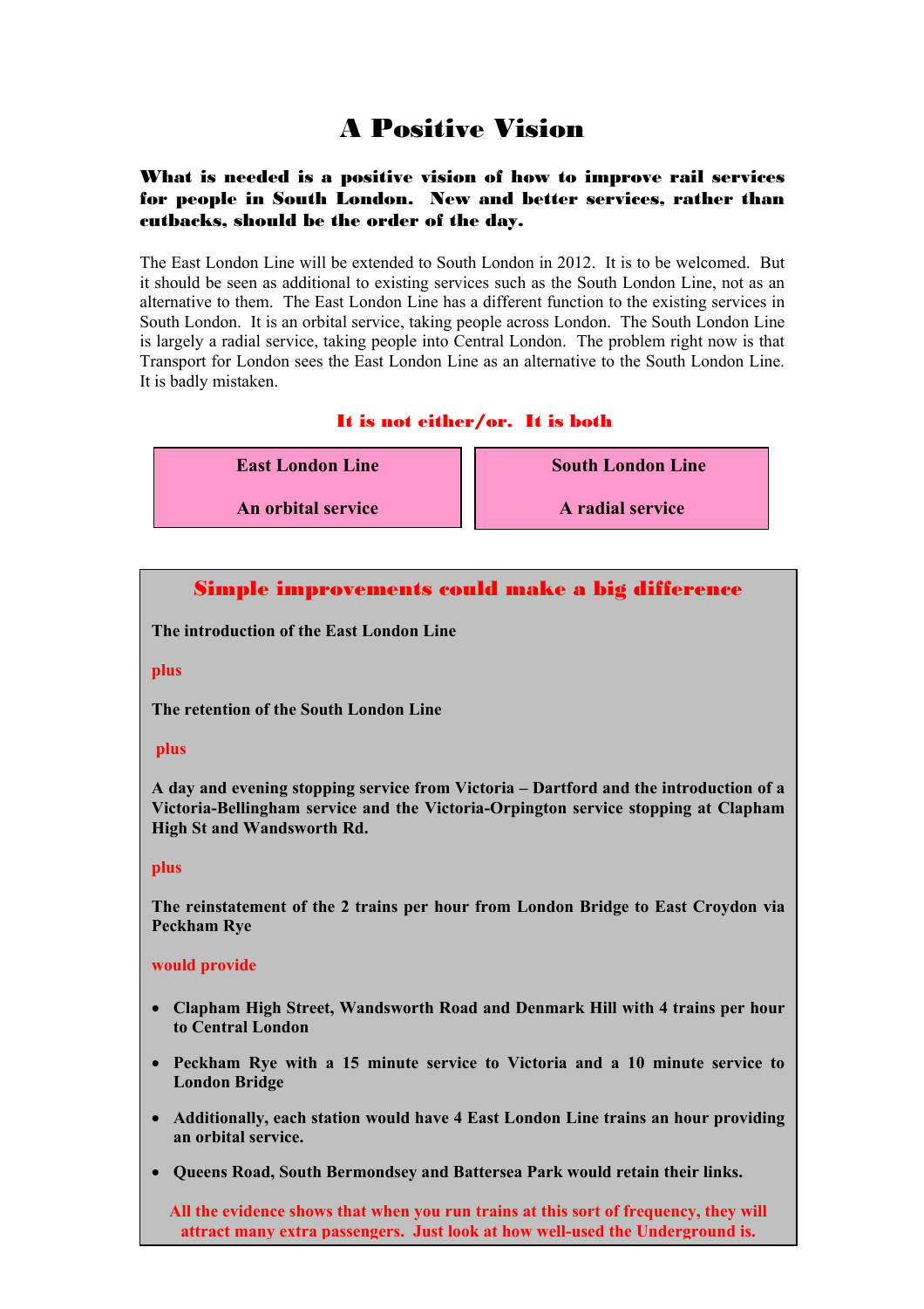# A Positive Vision

**What is needed is a positive vision of how to improve rail services for people in South London. New and better services, rather than cutbacks, should be the order of the day.**

The East London Line will be extended to South London in 2012. It is to be welcomed. But it should be seen as additional to existing services such as the South London Line, not as an alternative to them. The East London Line has a different function to the existing services in South London. It is an orbital service, taking people across London. The South London Line is largely a radial service, taking people into Central London. The problem right now is that Transport for London sees the East London Line as an alternative to the South London Line. It is badly mistaken.

**It is not either/or. It is both**

| East London Line<br><br>An orbital service | South London Line<br><br>A radial service |
|---|---|

## Simple improvements could make a big difference

**The introduction of the East London Line**

**plus**

**The retention of the South London Line**

**plus**

**A day and evening stopping service from Victoria – Dartford and the introduction of a Victoria-Bellingham service and the Victoria-Orpington service stopping at Clapham High St and Wandsworth Rd.**

**plus**

**The reinstatement of the 2 trains per hour from London Bridge to East Croydon via Peckham Rye**

**would provide**

- **Clapham High Street, Wandsworth Road and Denmark Hill with 4 trains per hour to Central London**
- **Peckham Rye with a 15 minute service to Victoria and a 10 minute service to London Bridge**
- **Additionally, each station would have 4 East London Line trains an hour providing an orbital service.**
- **Queens Road, South Bermondsey and Battersea Park would retain their links.**

**All the evidence shows that when you run trains at this sort of frequency, they will attract many extra passengers. Just look at how well-used the Underground is.**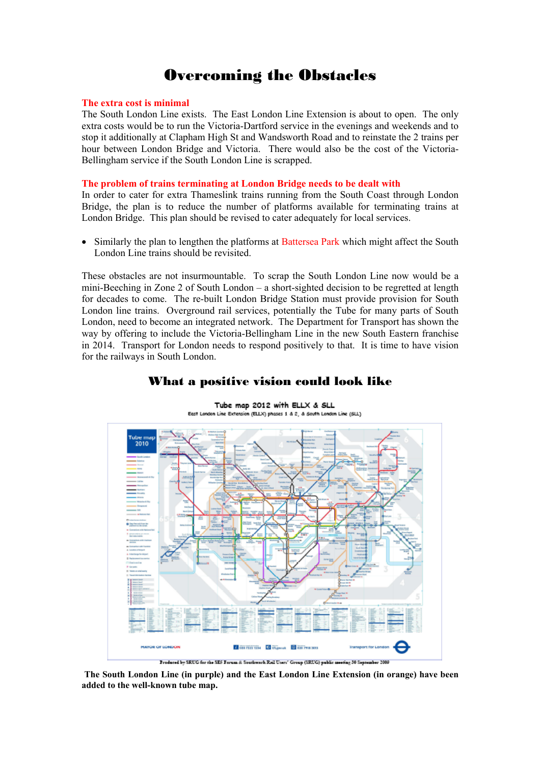# Overcoming the Obstacles

**The extra cost is minimal**

The South London Line exists. The East London Line Extension is about to open. The only extra costs would be to run the Victoria-Dartford service in the evenings and weekends and to stop it additionally at Clapham High St and Wandsworth Road and to reinstate the 2 trains per hour between London Bridge and Victoria. There would also be the cost of the Victoria-Bellingham service if the South London Line is scrapped.

**The problem of trains terminating at London Bridge needs to be dealt with**

In order to cater for extra Thameslink trains running from the South Coast through London Bridge, the plan is to reduce the number of platforms available for terminating trains at London Bridge. This plan should be revised to cater adequately for local services.

- Similarly the plan to lengthen the platforms at Battersea Park which might affect the South London Line trains should be revisited.

These obstacles are not insurmountable. To scrap the South London Line now would be a mini-Beeching in Zone 2 of South London – a short-sighted decision to be regretted at length for decades to come. The re-built London Bridge Station must provide provision for South London line trains. Overground rail services, potentially the Tube for many parts of South London, need to become an integrated network. The Department for Transport has shown the way by offering to include the Victoria-Bellingham Line in the new South Eastern franchise in 2014. Transport for London needs to respond positively to that. It is time to have vision for the railways in South London.

## What a positive vision could look like

Tube map 2012 with ELLX & SLL

East London Line Extension (ELLX) phases 1 & 2, & South London Line (SLL)

Tube map 2010

MAYOR OF LONDON

Transport for London

Produced by SRUG for the SES Forum & Southwark Rail Users' Group (SRUG) public meeting 30 September 2009

**The South London Line (in purple) and the East London Line Extension (in orange) have been added to the well-known tube map.**